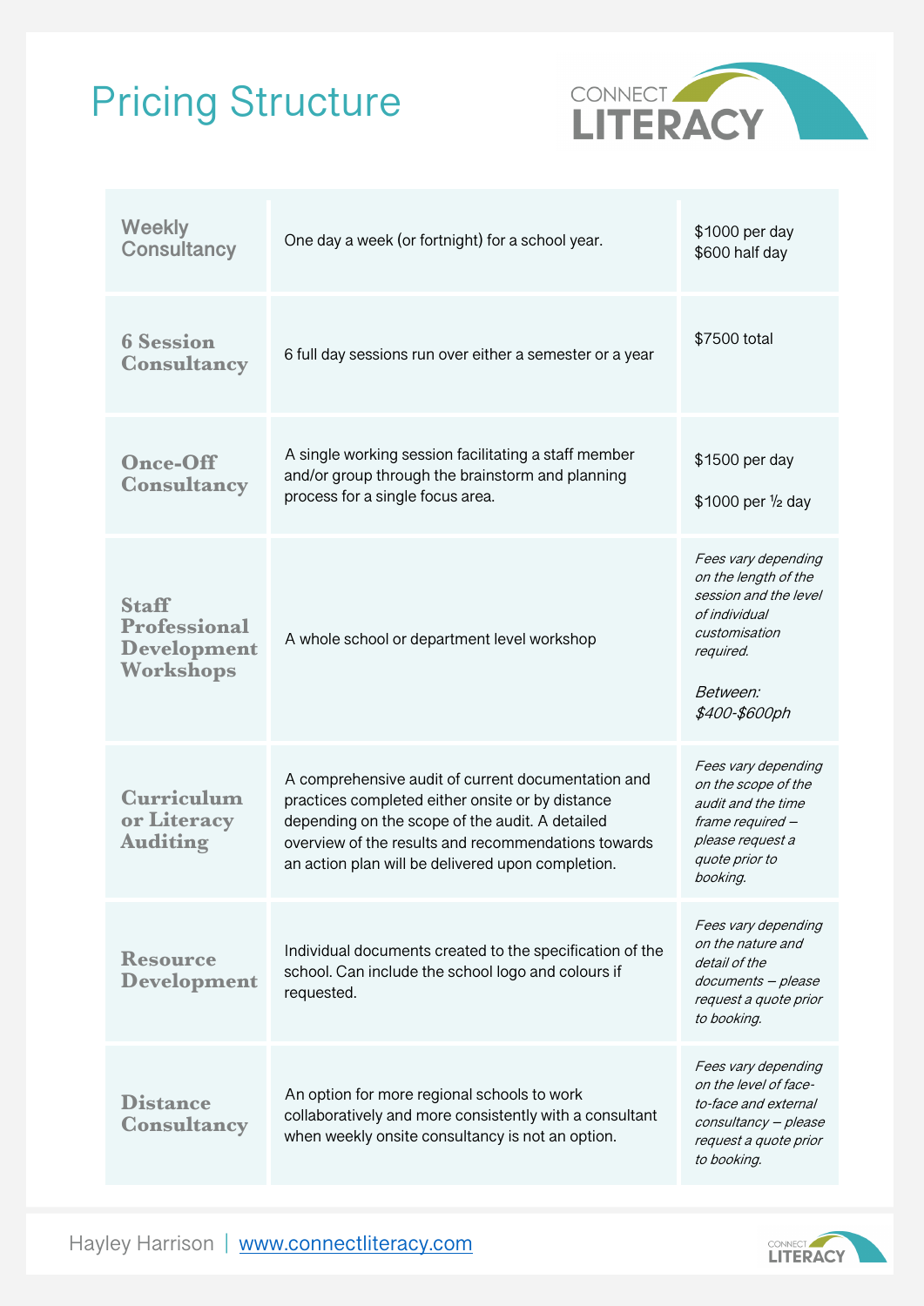# Pricing Structure

| | | |
|---|---|---|
| **Weekly Consultancy** | One day a week (or fortnight) for a school year. | $1000 per day<br>$600 half day |
| **6 Session Consultancy** | 6 full day sessions run over either a semester or a year | $7500 total |
| **Once-Off Consultancy** | A single working session facilitating a staff member and/or group through the brainstorm and planning process for a single focus area. | $1500 per day<br>$1000 per ½ day |
| **Staff Professional Development Workshops** | A whole school or department level workshop | *Fees vary depending on the length of the session and the level of individual customisation required.*<br>*Between: $400-$600ph* |
| **Curriculum or Literacy Auditing** | A comprehensive audit of current documentation and practices completed either onsite or by distance depending on the scope of the audit. A detailed overview of the results and recommendations towards an action plan will be delivered upon completion. | *Fees vary depending on the scope of the audit and the time frame required – please request a quote prior to booking.* |
| **Resource Development** | Individual documents created to the specification of the school. Can include the school logo and colours if requested. | *Fees vary depending on the nature and detail of the documents – please request a quote prior to booking.* |
| **Distance Consultancy** | An option for more regional schools to work collaboratively and more consistently with a consultant when weekly onsite consultancy is not an option. | *Fees vary depending on the level of face-to-face and external consultancy – please request a quote prior to booking.* |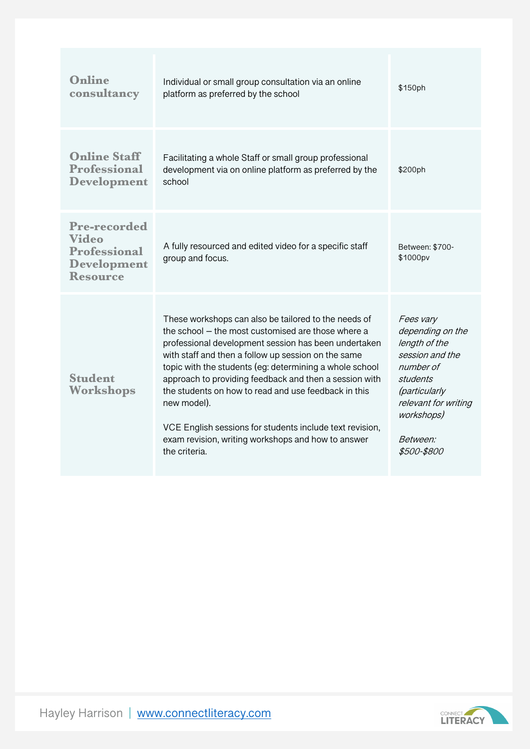| | | |
|---|---|---|
| **Online consultancy** | Individual or small group consultation via an online platform as preferred by the school | $150ph |
| **Online Staff Professional Development** | Facilitating a whole Staff or small group professional development via on online platform as preferred by the school | $200ph |
| **Pre-recorded Video Professional Development Resource** | A fully resourced and edited video for a specific staff group and focus. | Between: $700-$1000pv |
| **Student Workshops** | These workshops can also be tailored to the needs of the school – the most customised are those where a professional development session has been undertaken with staff and then a follow up session on the same topic with the students (eg: determining a whole school approach to providing feedback and then a session with the students on how to read and use feedback in this new model).<br><br>VCE English sessions for students include text revision, exam revision, writing workshops and how to answer the criteria. | *Fees vary depending on the length of the session and the number of students (particularly relevant for writing workshops)*<br><br>*Between: $500-$800* |